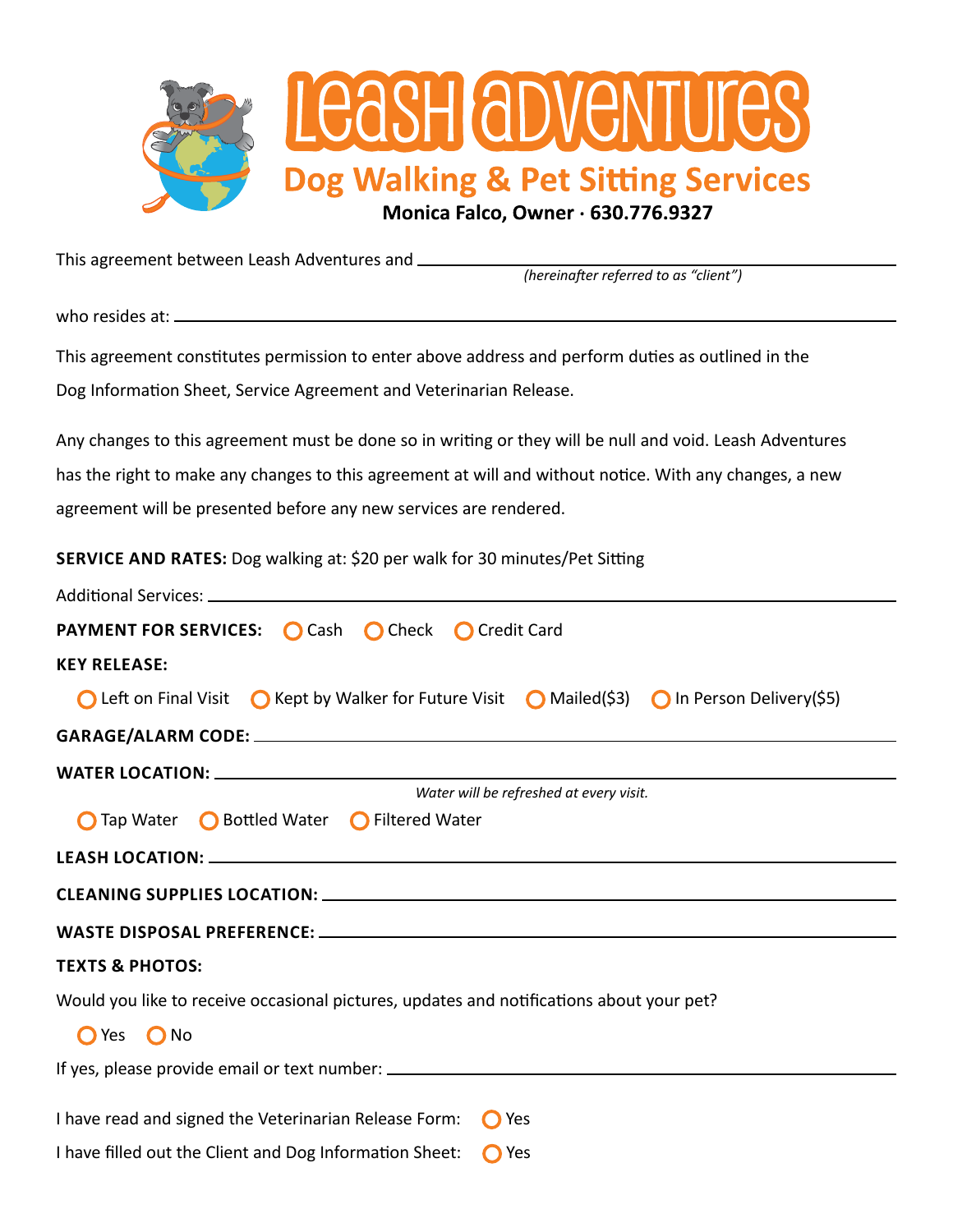# LEASH ADVENTURES

## Dog Walking & Pet Sitting Services

**Monica Falco, Owner · 630.776.9327**

This agreement between Leash Adventures and ______________________________
*(hereinafter referred to as "client")*

who resides at: ______________________________

This agreement constitutes permission to enter above address and perform duties as outlined in the Dog Information Sheet, Service Agreement and Veterinarian Release.

Any changes to this agreement must be done so in writing or they will be null and void. Leash Adventures has the right to make any changes to this agreement at will and without notice. With any changes, a new agreement will be presented before any new services are rendered.

**SERVICE AND RATES:** Dog walking at: $20 per walk for 30 minutes/Pet Sitting

Additional Services: ______________________________

**PAYMENT FOR SERVICES:** ○ Cash ○ Check ○ Credit Card

**KEY RELEASE:**

○ Left on Final Visit ○ Kept by Walker for Future Visit ○ Mailed($3) ○ In Person Delivery($5)

**GARAGE/ALARM CODE:** ______________________________

**WATER LOCATION:** ______________________________

*Water will be refreshed at every visit.*

○ Tap Water ○ Bottled Water ○ Filtered Water

**LEASH LOCATION:** ______________________________

**CLEANING SUPPLIES LOCATION:** ______________________________

**WASTE DISPOSAL PREFERENCE:** ______________________________

**TEXTS & PHOTOS:**

Would you like to receive occasional pictures, updates and notifications about your pet?

○ Yes ○ No

If yes, please provide email or text number: ______________________________

I have read and signed the Veterinarian Release Form: ○ Yes

I have filled out the Client and Dog Information Sheet: ○ Yes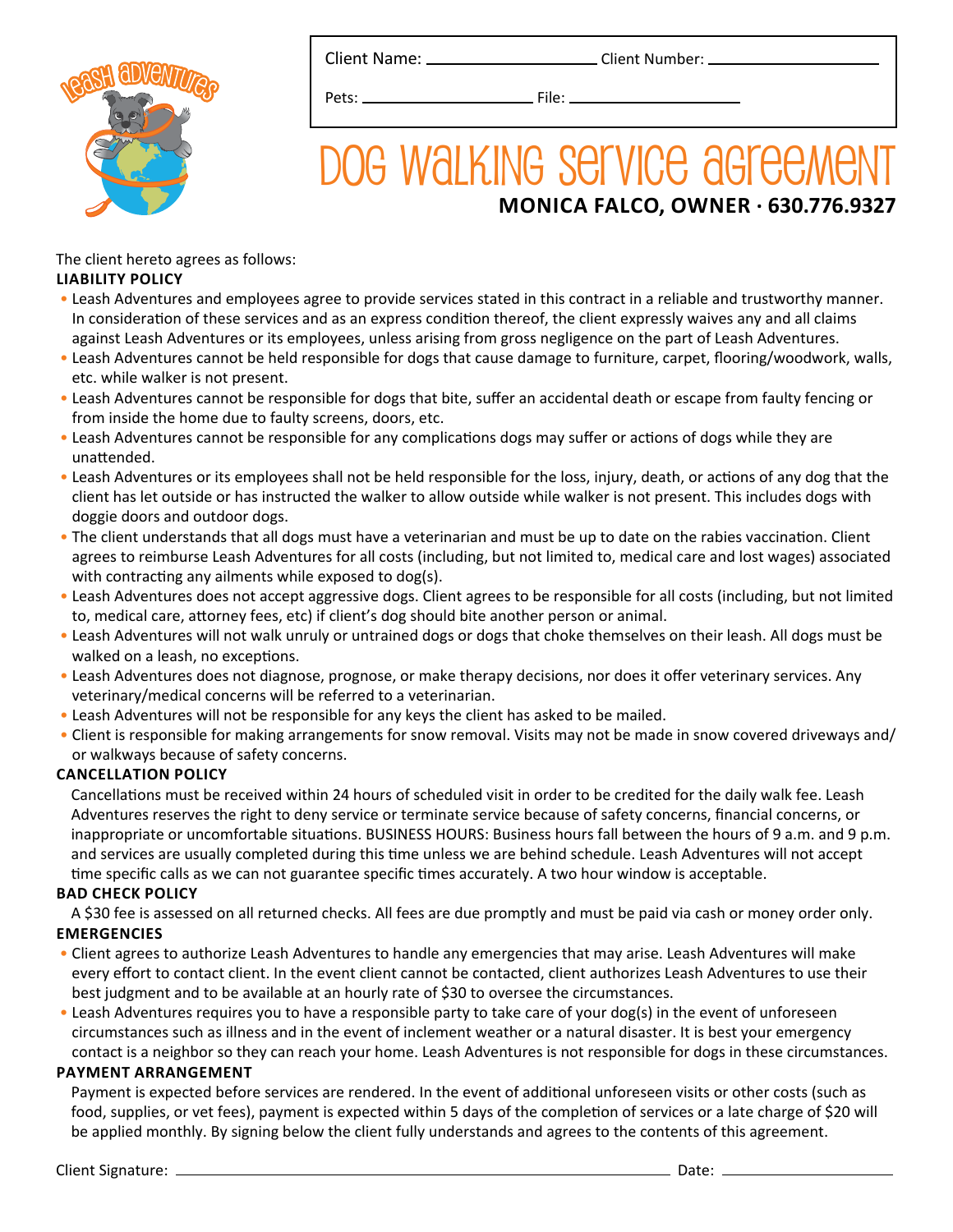Client Name: ____________________ Client Number: ____________________

Pets: ____________________ File: ____________________

# DOG WALKING SERVICE AGREEMENT

**MONICA FALCO, OWNER · 630.776.9327**

The client hereto agrees as follows:

**LIABILITY POLICY**

- Leash Adventures and employees agree to provide services stated in this contract in a reliable and trustworthy manner. In consideration of these services and as an express condition thereof, the client expressly waives any and all claims against Leash Adventures or its employees, unless arising from gross negligence on the part of Leash Adventures.
- Leash Adventures cannot be held responsible for dogs that cause damage to furniture, carpet, flooring/woodwork, walls, etc. while walker is not present.
- Leash Adventures cannot be responsible for dogs that bite, suffer an accidental death or escape from faulty fencing or from inside the home due to faulty screens, doors, etc.
- Leash Adventures cannot be responsible for any complications dogs may suffer or actions of dogs while they are unattended.
- Leash Adventures or its employees shall not be held responsible for the loss, injury, death, or actions of any dog that the client has let outside or has instructed the walker to allow outside while walker is not present. This includes dogs with doggie doors and outdoor dogs.
- The client understands that all dogs must have a veterinarian and must be up to date on the rabies vaccination. Client agrees to reimburse Leash Adventures for all costs (including, but not limited to, medical care and lost wages) associated with contracting any ailments while exposed to dog(s).
- Leash Adventures does not accept aggressive dogs. Client agrees to be responsible for all costs (including, but not limited to, medical care, attorney fees, etc) if client's dog should bite another person or animal.
- Leash Adventures will not walk unruly or untrained dogs or dogs that choke themselves on their leash. All dogs must be walked on a leash, no exceptions.
- Leash Adventures does not diagnose, prognose, or make therapy decisions, nor does it offer veterinary services. Any veterinary/medical concerns will be referred to a veterinarian.
- Leash Adventures will not be responsible for any keys the client has asked to be mailed.
- Client is responsible for making arrangements for snow removal. Visits may not be made in snow covered driveways and/or walkways because of safety concerns.

**CANCELLATION POLICY**

Cancellations must be received within 24 hours of scheduled visit in order to be credited for the daily walk fee. Leash Adventures reserves the right to deny service or terminate service because of safety concerns, financial concerns, or inappropriate or uncomfortable situations. BUSINESS HOURS: Business hours fall between the hours of 9 a.m. and 9 p.m. and services are usually completed during this time unless we are behind schedule. Leash Adventures will not accept time specific calls as we can not guarantee specific times accurately. A two hour window is acceptable.

**BAD CHECK POLICY**

A $30 fee is assessed on all returned checks. All fees are due promptly and must be paid via cash or money order only.

**EMERGENCIES**

- Client agrees to authorize Leash Adventures to handle any emergencies that may arise. Leash Adventures will make every effort to contact client. In the event client cannot be contacted, client authorizes Leash Adventures to use their best judgment and to be available at an hourly rate of $30 to oversee the circumstances.
- Leash Adventures requires you to have a responsible party to take care of your dog(s) in the event of unforeseen circumstances such as illness and in the event of inclement weather or a natural disaster. It is best your emergency contact is a neighbor so they can reach your home. Leash Adventures is not responsible for dogs in these circumstances.

**PAYMENT ARRANGEMENT**

Payment is expected before services are rendered. In the event of additional unforeseen visits or other costs (such as food, supplies, or vet fees), payment is expected within 5 days of the completion of services or a late charge of $20 will be applied monthly. By signing below the client fully understands and agrees to the contents of this agreement.

Client Signature: ________________________________________ Date: ____________________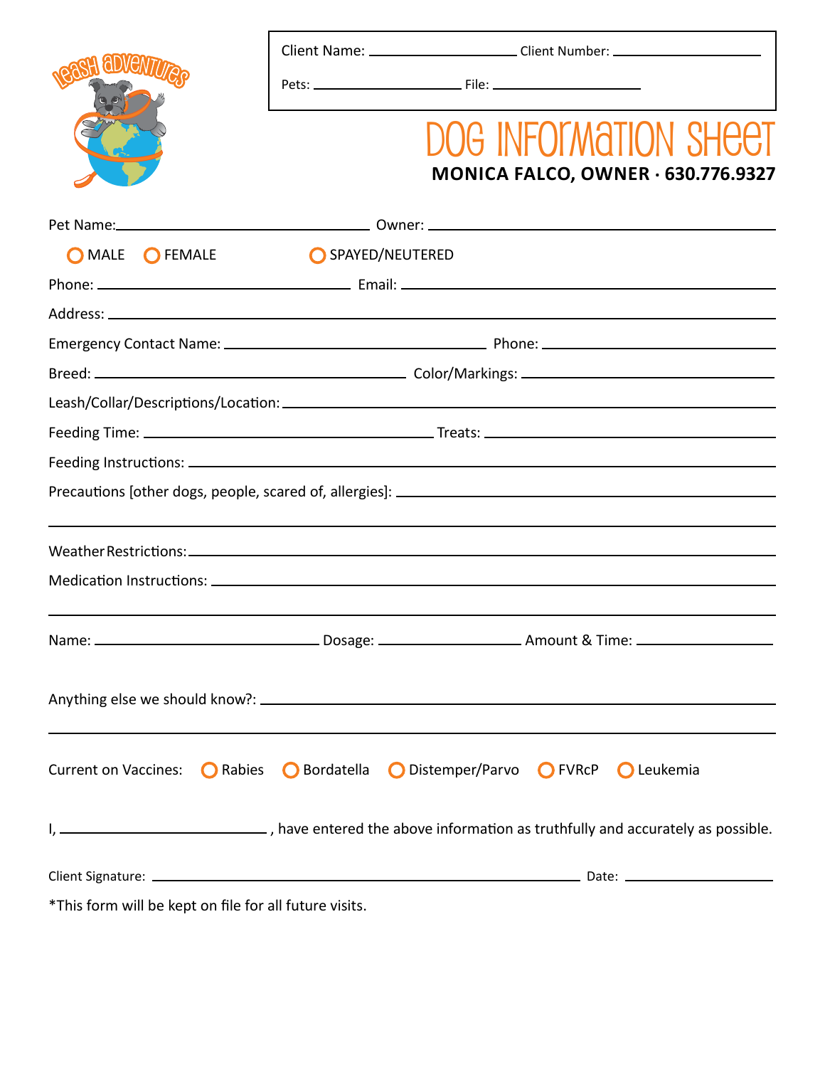Client Name: ____________________ Client Number: ____________________

Pets: ____________________ File: ____________________

# DOG INFORMATION SHEET

**MONICA FALCO, OWNER · 630.776.9327**

Pet Name: ______________________________ Owner: ______________________________

○ MALE ○ FEMALE ○ SPAYED/NEUTERED

Phone: ______________________________ Email: ______________________________

Address: ____________________________________________________________

Emergency Contact Name: ______________________________ Phone: ____________________

Breed: ______________________________ Color/Markings: ______________________________

Leash/Collar/Descriptions/Location: ____________________________________________

Feeding Time: ______________________________ Treats: ______________________________

Feeding Instructions: ____________________________________________________

Precautions [other dogs, people, scared of, allergies]: ________________________________

____________________________________________________________________

Weather Restrictions: ____________________________________________________

Medication Instructions: __________________________________________________

____________________________________________________________________

Name: ____________________ Dosage: ____________________ Amount & Time: ____________________

Anything else we should know?: ____________________________________________

____________________________________________________________________

Current on Vaccines: ○ Rabies ○ Bordatella ○ Distemper/Parvo ○ FVRcP ○ Leukemia

I, ______________________, have entered the above information as truthfully and accurately as possible.

Client Signature: ______________________________________________ Date: ____________________

*This form will be kept on file for all future visits.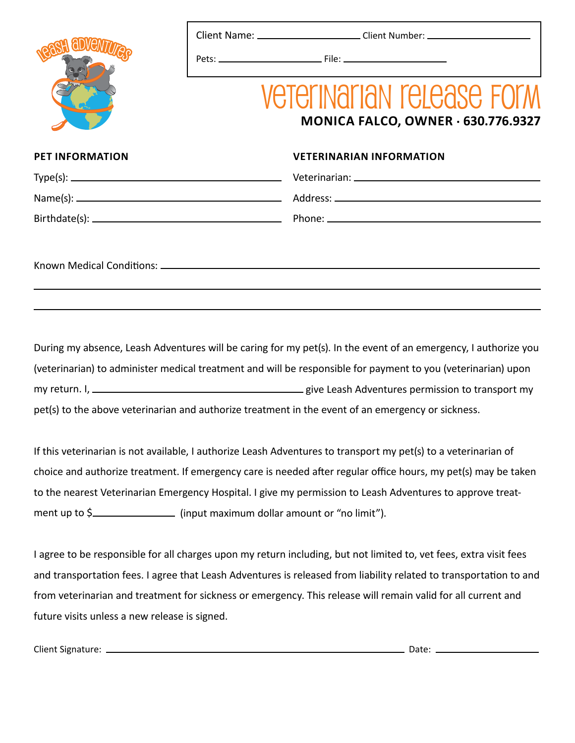Client Name: ____________________ Client Number: ____________________

Pets: ____________________ File: ____________________

# Veterinarian Release Form

**MONICA FALCO, OWNER · 630.776.9327**

**PET INFORMATION**

Type(s): ______________________________

Name(s): ______________________________

Birthdate(s): ______________________________

**VETERINARIAN INFORMATION**

Veterinarian: ______________________________

Address: ______________________________

Phone: ______________________________

Known Medical Conditions: ____________________________________________________________

____________________________________________________________

____________________________________________________________

During my absence, Leash Adventures will be caring for my pet(s). In the event of an emergency, I authorize you (veterinarian) to administer medical treatment and will be responsible for payment to you (veterinarian) upon my return. I, ______________________________ give Leash Adventures permission to transport my pet(s) to the above veterinarian and authorize treatment in the event of an emergency or sickness.

If this veterinarian is not available, I authorize Leash Adventures to transport my pet(s) to a veterinarian of choice and authorize treatment. If emergency care is needed after regular office hours, my pet(s) may be taken to the nearest Veterinarian Emergency Hospital. I give my permission to Leash Adventures to approve treatment up to $______________ (input maximum dollar amount or "no limit").

I agree to be responsible for all charges upon my return including, but not limited to, vet fees, extra visit fees and transportation fees. I agree that Leash Adventures is released from liability related to transportation to and from veterinarian and treatment for sickness or emergency. This release will remain valid for all current and future visits unless a new release is signed.

Client Signature: ____________________________________________ Date: ____________________